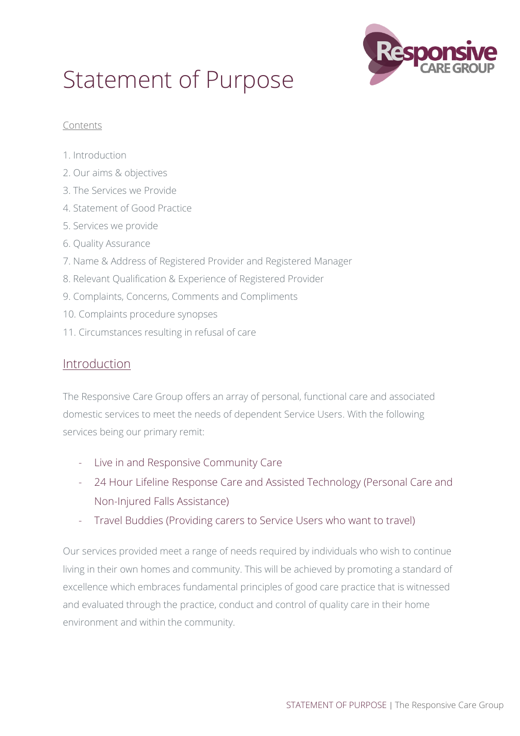# Statement of Purpose

Contents

1. Introduction
2. Our aims & objectives
3. The Services we Provide
4. Statement of Good Practice
5. Services we provide
6. Quality Assurance
7. Name & Address of Registered Provider and Registered Manager
8. Relevant Qualification & Experience of Registered Provider
9. Complaints, Concerns, Comments and Compliments
10. Complaints procedure synopses
11. Circumstances resulting in refusal of care

## Introduction

The Responsive Care Group offers an array of personal, functional care and associated domestic services to meet the needs of dependent Service Users. With the following services being our primary remit:

- Live in and Responsive Community Care
- 24 Hour Lifeline Response Care and Assisted Technology (Personal Care and Non-Injured Falls Assistance)
- Travel Buddies (Providing carers to Service Users who want to travel)

Our services provided meet a range of needs required by individuals who wish to continue living in their own homes and community. This will be achieved by promoting a standard of excellence which embraces fundamental principles of good care practice that is witnessed and evaluated through the practice, conduct and control of quality care in their home environment and within the community.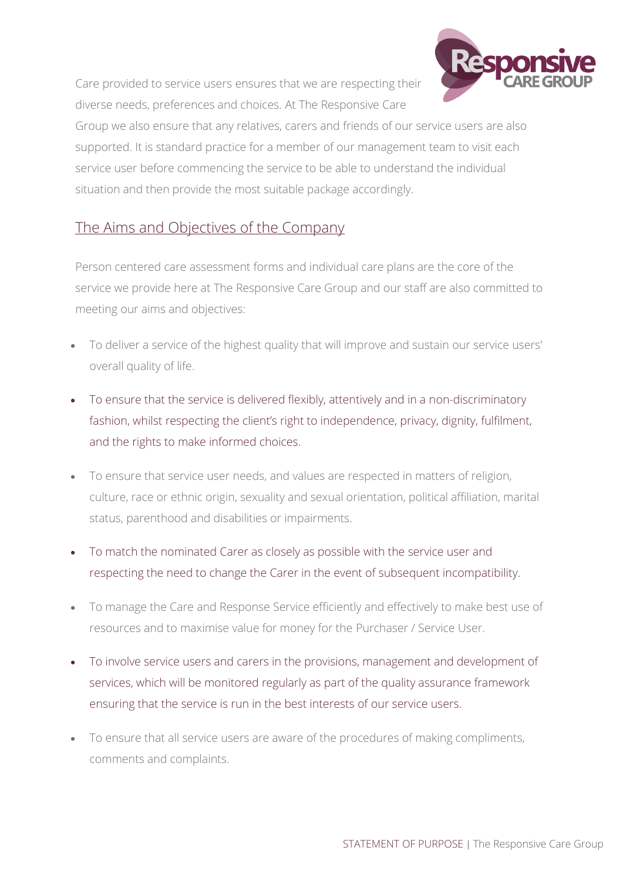Care provided to service users ensures that we are respecting their diverse needs, preferences and choices. At The Responsive Care Group we also ensure that any relatives, carers and friends of our service users are also supported. It is standard practice for a member of our management team to visit each service user before commencing the service to be able to understand the individual situation and then provide the most suitable package accordingly.

## The Aims and Objectives of the Company

Person centered care assessment forms and individual care plans are the core of the service we provide here at The Responsive Care Group and our staff are also committed to meeting our aims and objectives:

- To deliver a service of the highest quality that will improve and sustain our service users' overall quality of life.
- To ensure that the service is delivered flexibly, attentively and in a non-discriminatory fashion, whilst respecting the client's right to independence, privacy, dignity, fulfilment, and the rights to make informed choices.
- To ensure that service user needs, and values are respected in matters of religion, culture, race or ethnic origin, sexuality and sexual orientation, political affiliation, marital status, parenthood and disabilities or impairments.
- To match the nominated Carer as closely as possible with the service user and respecting the need to change the Carer in the event of subsequent incompatibility.
- To manage the Care and Response Service efficiently and effectively to make best use of resources and to maximise value for money for the Purchaser / Service User.
- To involve service users and carers in the provisions, management and development of services, which will be monitored regularly as part of the quality assurance framework ensuring that the service is run in the best interests of our service users.
- To ensure that all service users are aware of the procedures of making compliments, comments and complaints.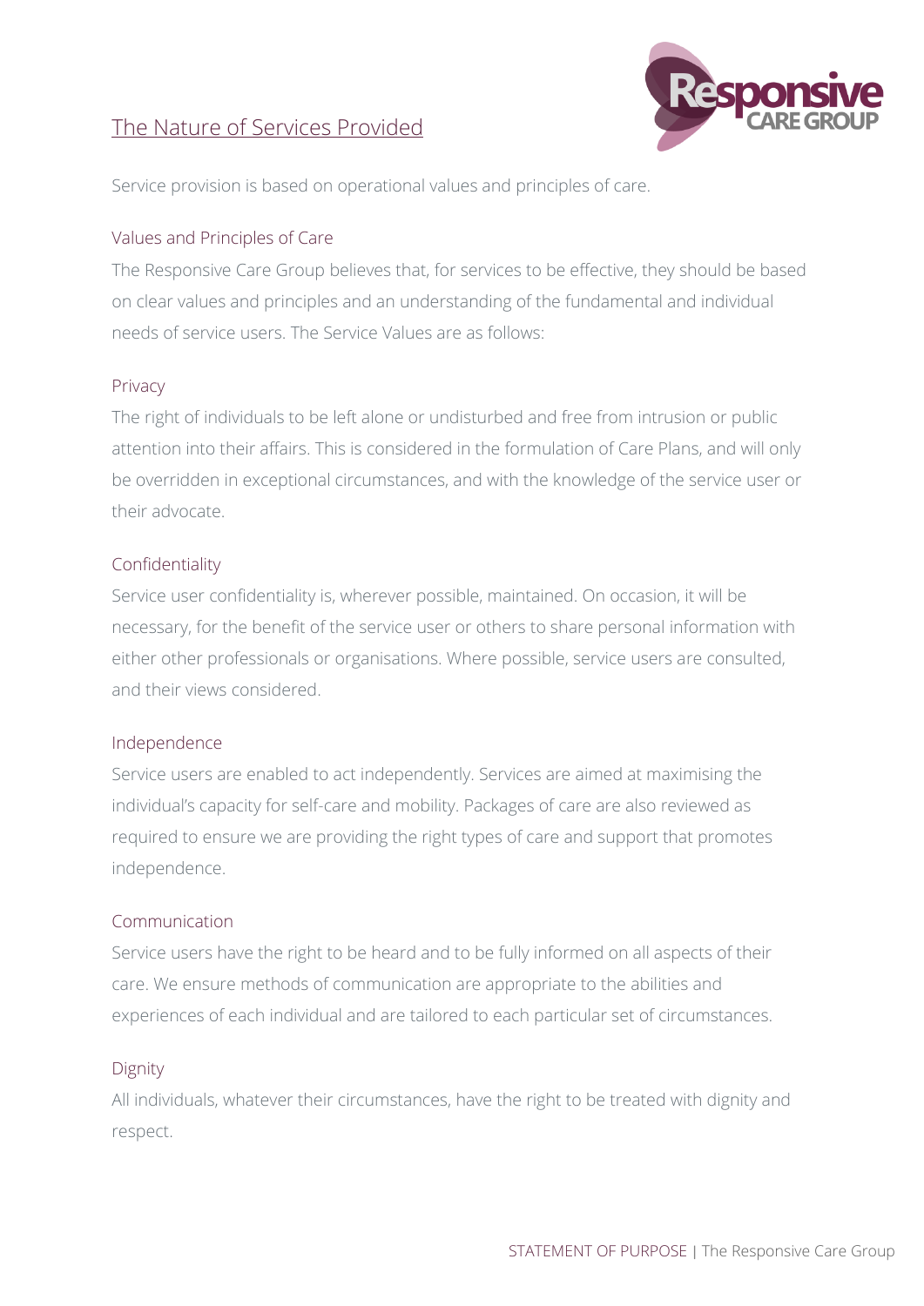# The Nature of Services Provided

Service provision is based on operational values and principles of care.

## Values and Principles of Care

The Responsive Care Group believes that, for services to be effective, they should be based on clear values and principles and an understanding of the fundamental and individual needs of service users. The Service Values are as follows:

### Privacy

The right of individuals to be left alone or undisturbed and free from intrusion or public attention into their affairs. This is considered in the formulation of Care Plans, and will only be overridden in exceptional circumstances, and with the knowledge of the service user or their advocate.

### Confidentiality

Service user confidentiality is, wherever possible, maintained. On occasion, it will be necessary, for the benefit of the service user or others to share personal information with either other professionals or organisations. Where possible, service users are consulted, and their views considered.

### Independence

Service users are enabled to act independently. Services are aimed at maximising the individual's capacity for self-care and mobility. Packages of care are also reviewed as required to ensure we are providing the right types of care and support that promotes independence.

### Communication

Service users have the right to be heard and to be fully informed on all aspects of their care. We ensure methods of communication are appropriate to the abilities and experiences of each individual and are tailored to each particular set of circumstances.

### Dignity

All individuals, whatever their circumstances, have the right to be treated with dignity and respect.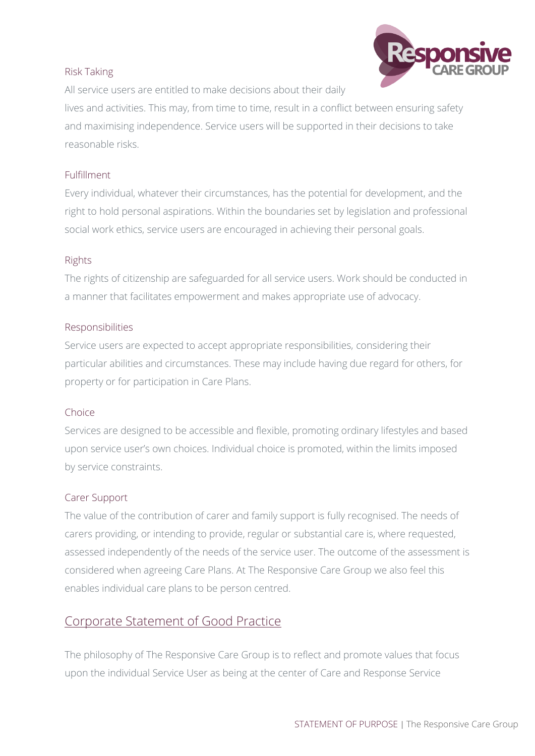### Risk Taking

All service users are entitled to make decisions about their daily lives and activities. This may, from time to time, result in a conflict between ensuring safety and maximising independence. Service users will be supported in their decisions to take reasonable risks.

### Fulfillment

Every individual, whatever their circumstances, has the potential for development, and the right to hold personal aspirations. Within the boundaries set by legislation and professional social work ethics, service users are encouraged in achieving their personal goals.

### Rights

The rights of citizenship are safeguarded for all service users. Work should be conducted in a manner that facilitates empowerment and makes appropriate use of advocacy.

### Responsibilities

Service users are expected to accept appropriate responsibilities, considering their particular abilities and circumstances. These may include having due regard for others, for property or for participation in Care Plans.

### Choice

Services are designed to be accessible and flexible, promoting ordinary lifestyles and based upon service user's own choices. Individual choice is promoted, within the limits imposed by service constraints.

### Carer Support

The value of the contribution of carer and family support is fully recognised. The needs of carers providing, or intending to provide, regular or substantial care is, where requested, assessed independently of the needs of the service user. The outcome of the assessment is considered when agreeing Care Plans. At The Responsive Care Group we also feel this enables individual care plans to be person centred.

## Corporate Statement of Good Practice

The philosophy of The Responsive Care Group is to reflect and promote values that focus upon the individual Service User as being at the center of Care and Response Service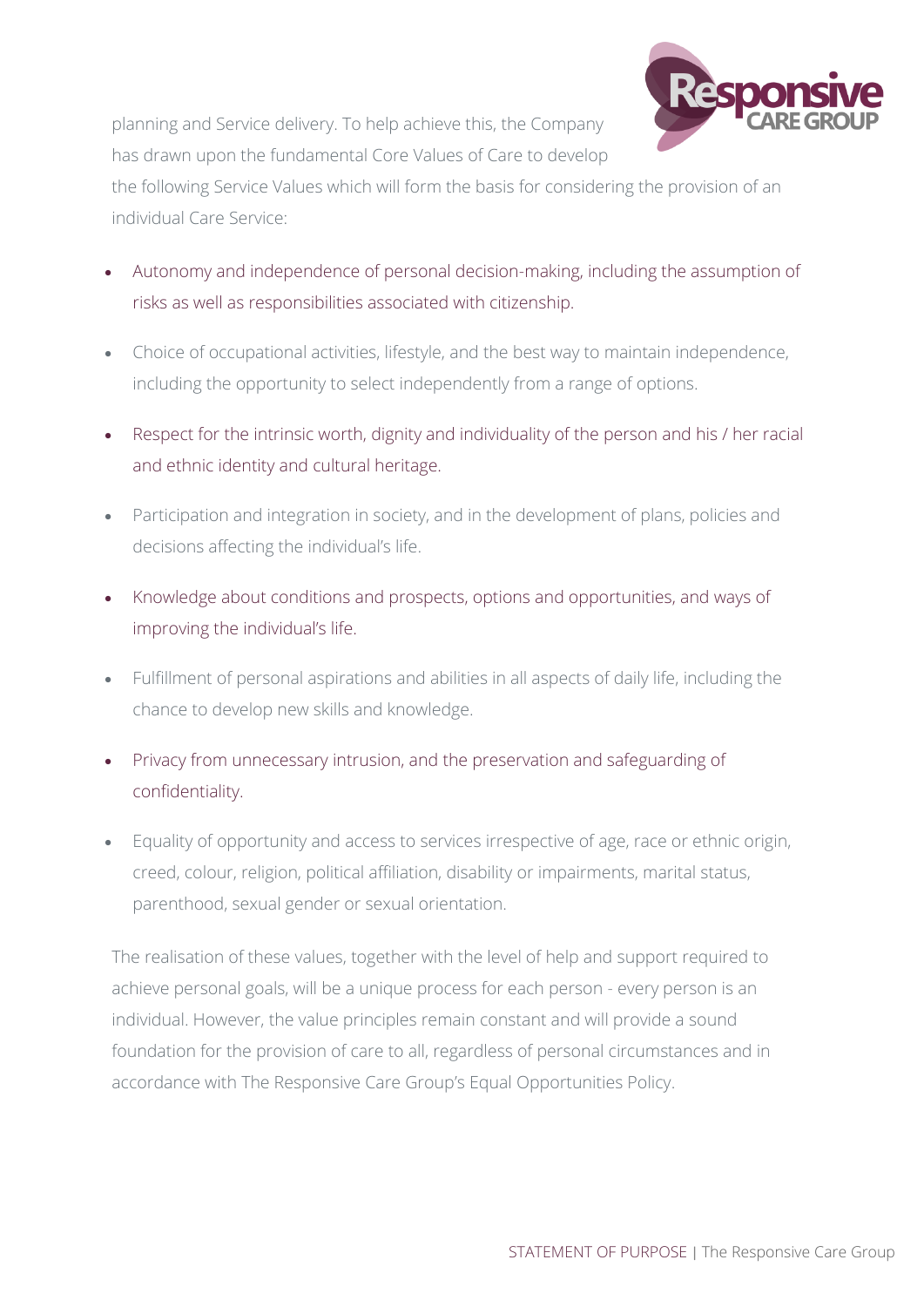planning and Service delivery. To help achieve this, the Company has drawn upon the fundamental Core Values of Care to develop the following Service Values which will form the basis for considering the provision of an individual Care Service:

- Autonomy and independence of personal decision-making, including the assumption of risks as well as responsibilities associated with citizenship.
- Choice of occupational activities, lifestyle, and the best way to maintain independence, including the opportunity to select independently from a range of options.
- Respect for the intrinsic worth, dignity and individuality of the person and his / her racial and ethnic identity and cultural heritage.
- Participation and integration in society, and in the development of plans, policies and decisions affecting the individual's life.
- Knowledge about conditions and prospects, options and opportunities, and ways of improving the individual's life.
- Fulfillment of personal aspirations and abilities in all aspects of daily life, including the chance to develop new skills and knowledge.
- Privacy from unnecessary intrusion, and the preservation and safeguarding of confidentiality.
- Equality of opportunity and access to services irrespective of age, race or ethnic origin, creed, colour, religion, political affiliation, disability or impairments, marital status, parenthood, sexual gender or sexual orientation.

The realisation of these values, together with the level of help and support required to achieve personal goals, will be a unique process for each person - every person is an individual. However, the value principles remain constant and will provide a sound foundation for the provision of care to all, regardless of personal circumstances and in accordance with The Responsive Care Group's Equal Opportunities Policy.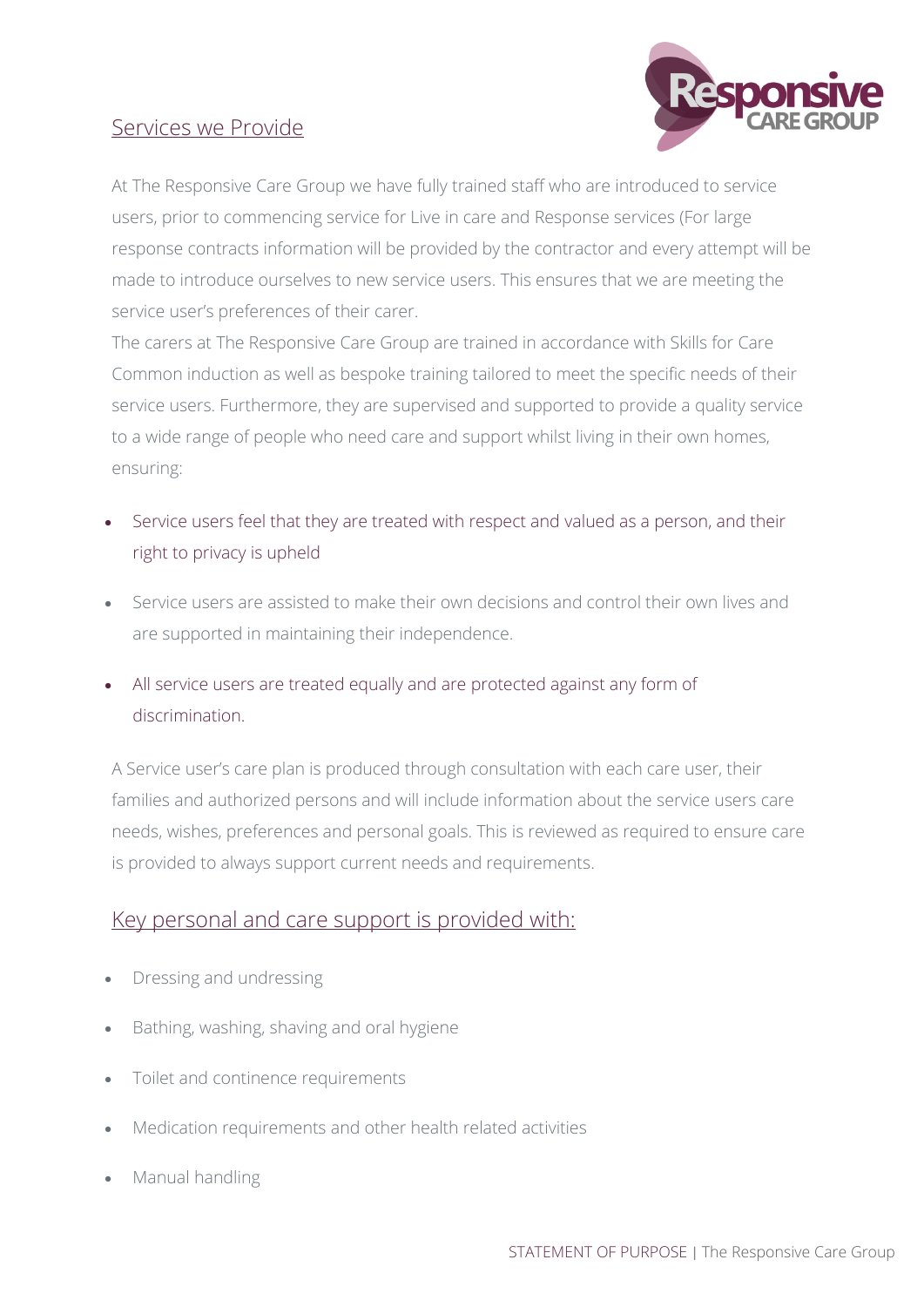## Services we Provide

At The Responsive Care Group we have fully trained staff who are introduced to service users, prior to commencing service for Live in care and Response services (For large response contracts information will be provided by the contractor and every attempt will be made to introduce ourselves to new service users. This ensures that we are meeting the service user's preferences of their carer.

The carers at The Responsive Care Group are trained in accordance with Skills for Care Common induction as well as bespoke training tailored to meet the specific needs of their service users. Furthermore, they are supervised and supported to provide a quality service to a wide range of people who need care and support whilst living in their own homes, ensuring:

- Service users feel that they are treated with respect and valued as a person, and their right to privacy is upheld
- Service users are assisted to make their own decisions and control their own lives and are supported in maintaining their independence.
- All service users are treated equally and are protected against any form of discrimination.

A Service user's care plan is produced through consultation with each care user, their families and authorized persons and will include information about the service users care needs, wishes, preferences and personal goals. This is reviewed as required to ensure care is provided to always support current needs and requirements.

## Key personal and care support is provided with:

- Dressing and undressing
- Bathing, washing, shaving and oral hygiene
- Toilet and continence requirements
- Medication requirements and other health related activities
- Manual handling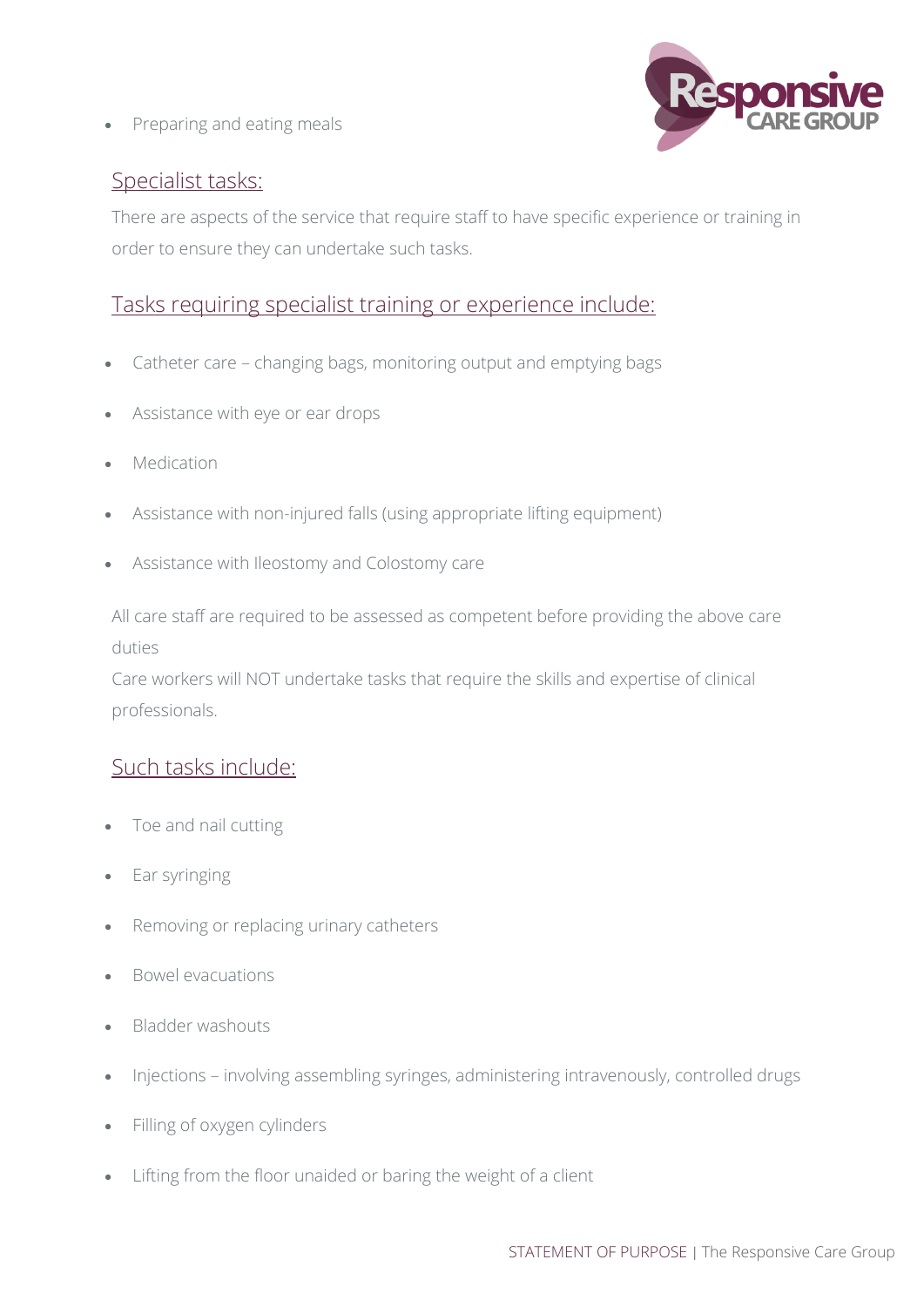- Preparing and eating meals

## Specialist tasks:

There are aspects of the service that require staff to have specific experience or training in order to ensure they can undertake such tasks.

## Tasks requiring specialist training or experience include:

- Catheter care – changing bags, monitoring output and emptying bags
- Assistance with eye or ear drops
- Medication
- Assistance with non-injured falls (using appropriate lifting equipment)
- Assistance with Ileostomy and Colostomy care

All care staff are required to be assessed as competent before providing the above care duties

Care workers will NOT undertake tasks that require the skills and expertise of clinical professionals.

## Such tasks include:

- Toe and nail cutting
- Ear syringing
- Removing or replacing urinary catheters
- Bowel evacuations
- Bladder washouts
- Injections – involving assembling syringes, administering intravenously, controlled drugs
- Filling of oxygen cylinders
- Lifting from the floor unaided or baring the weight of a client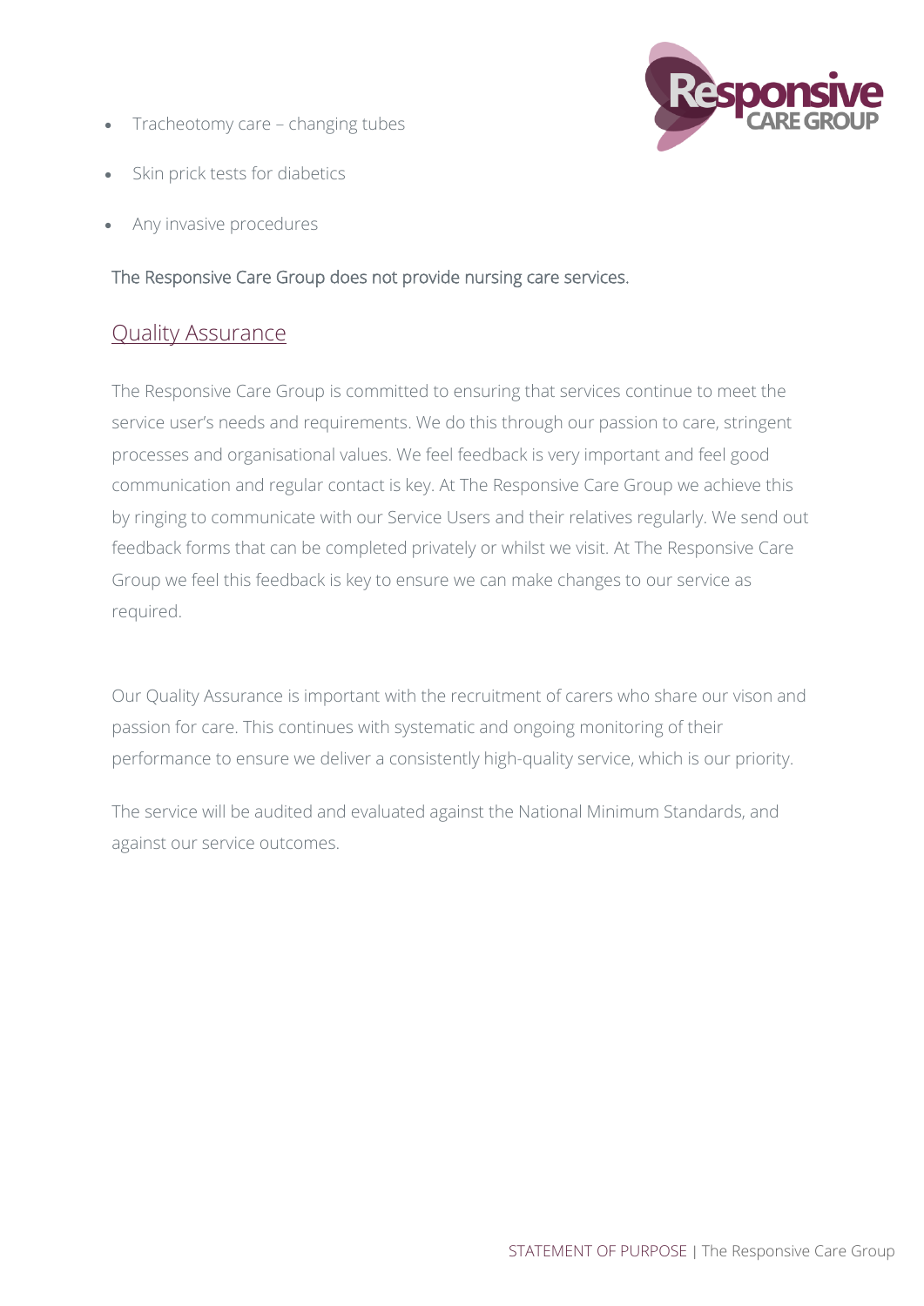- Tracheotomy care – changing tubes
- Skin prick tests for diabetics
- Any invasive procedures

The Responsive Care Group does not provide nursing care services.

## Quality Assurance

The Responsive Care Group is committed to ensuring that services continue to meet the service user's needs and requirements. We do this through our passion to care, stringent processes and organisational values. We feel feedback is very important and feel good communication and regular contact is key. At The Responsive Care Group we achieve this by ringing to communicate with our Service Users and their relatives regularly. We send out feedback forms that can be completed privately or whilst we visit. At The Responsive Care Group we feel this feedback is key to ensure we can make changes to our service as required.

Our Quality Assurance is important with the recruitment of carers who share our vison and passion for care. This continues with systematic and ongoing monitoring of their performance to ensure we deliver a consistently high-quality service, which is our priority.

The service will be audited and evaluated against the National Minimum Standards, and against our service outcomes.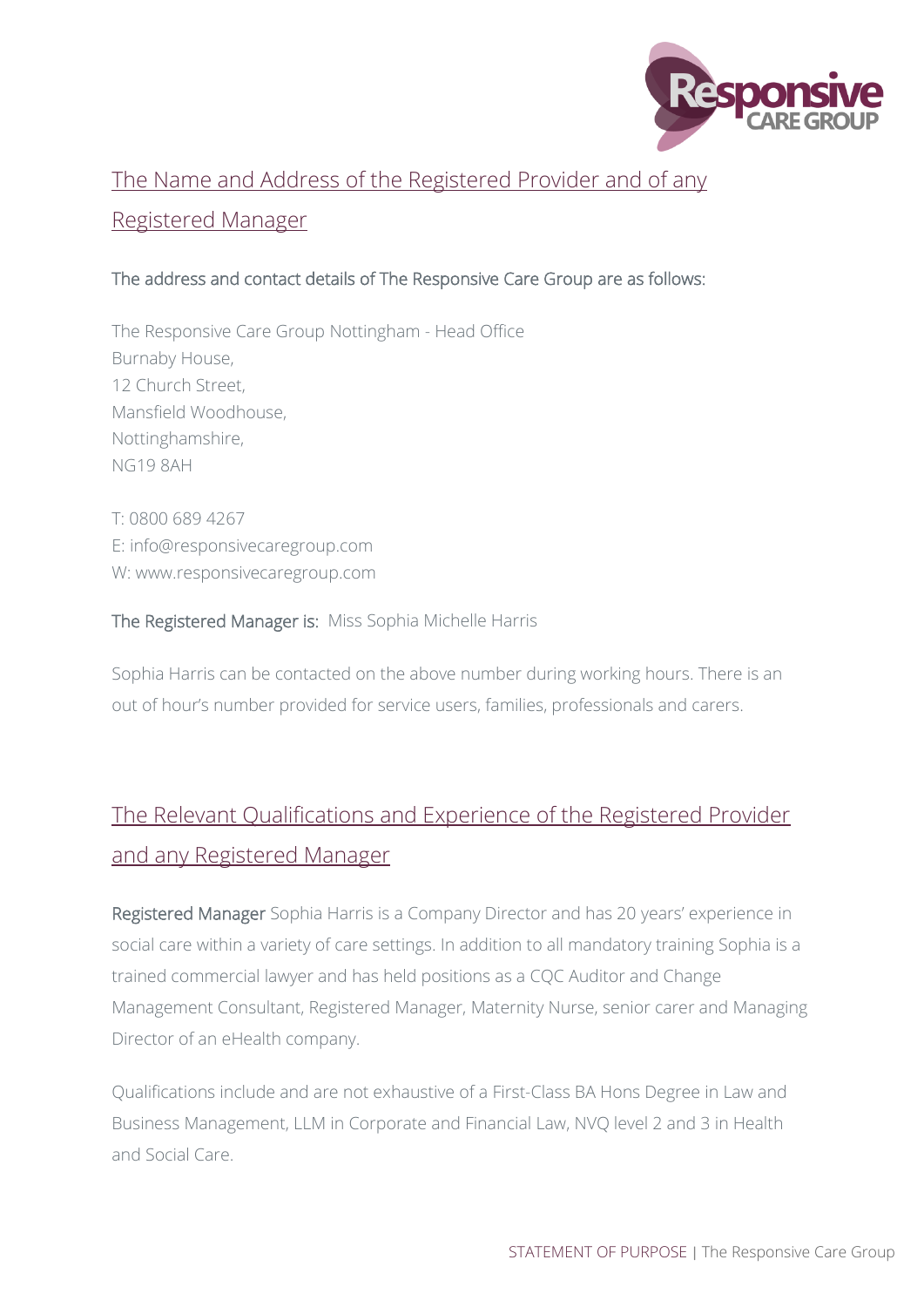## The Name and Address of the Registered Provider and of any Registered Manager

**The address and contact details of The Responsive Care Group are as follows:**

The Responsive Care Group Nottingham - Head Office
Burnaby House,
12 Church Street,
Mansfield Woodhouse,
Nottinghamshire,
NG19 8AH

T: 0800 689 4267
E: info@responsivecaregroup.com
W: www.responsivecaregroup.com

**The Registered Manager is:** Miss Sophia Michelle Harris

Sophia Harris can be contacted on the above number during working hours. There is an out of hour's number provided for service users, families, professionals and carers.

## The Relevant Qualifications and Experience of the Registered Provider and any Registered Manager

**Registered Manager** Sophia Harris is a Company Director and has 20 years' experience in social care within a variety of care settings. In addition to all mandatory training Sophia is a trained commercial lawyer and has held positions as a CQC Auditor and Change Management Consultant, Registered Manager, Maternity Nurse, senior carer and Managing Director of an eHealth company.

Qualifications include and are not exhaustive of a First-Class BA Hons Degree in Law and Business Management, LLM in Corporate and Financial Law, NVQ level 2 and 3 in Health and Social Care.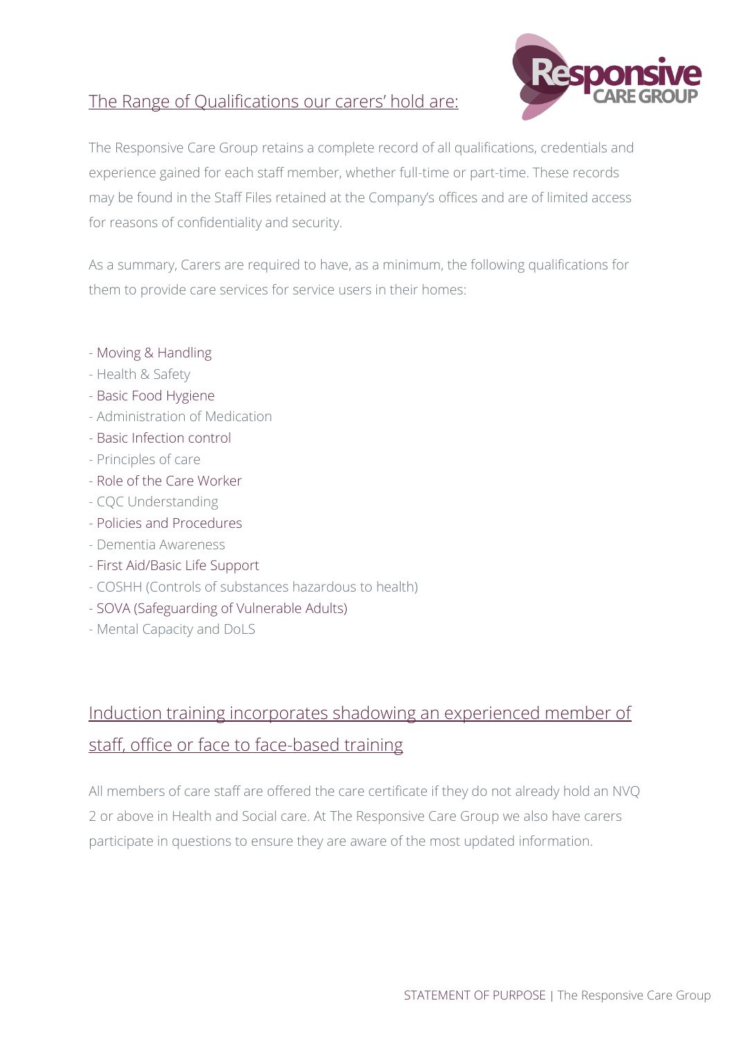## The Range of Qualifications our carers' hold are:

The Responsive Care Group retains a complete record of all qualifications, credentials and experience gained for each staff member, whether full-time or part-time. These records may be found in the Staff Files retained at the Company's offices and are of limited access for reasons of confidentiality and security.

As a summary, Carers are required to have, as a minimum, the following qualifications for them to provide care services for service users in their homes:

- Moving & Handling
- Health & Safety
- Basic Food Hygiene
- Administration of Medication
- Basic Infection control
- Principles of care
- Role of the Care Worker
- CQC Understanding
- Policies and Procedures
- Dementia Awareness
- First Aid/Basic Life Support
- COSHH (Controls of substances hazardous to health)
- SOVA (Safeguarding of Vulnerable Adults)
- Mental Capacity and DoLS

## Induction training incorporates shadowing an experienced member of staff, office or face to face-based training

All members of care staff are offered the care certificate if they do not already hold an NVQ 2 or above in Health and Social care. At The Responsive Care Group we also have carers participate in questions to ensure they are aware of the most updated information.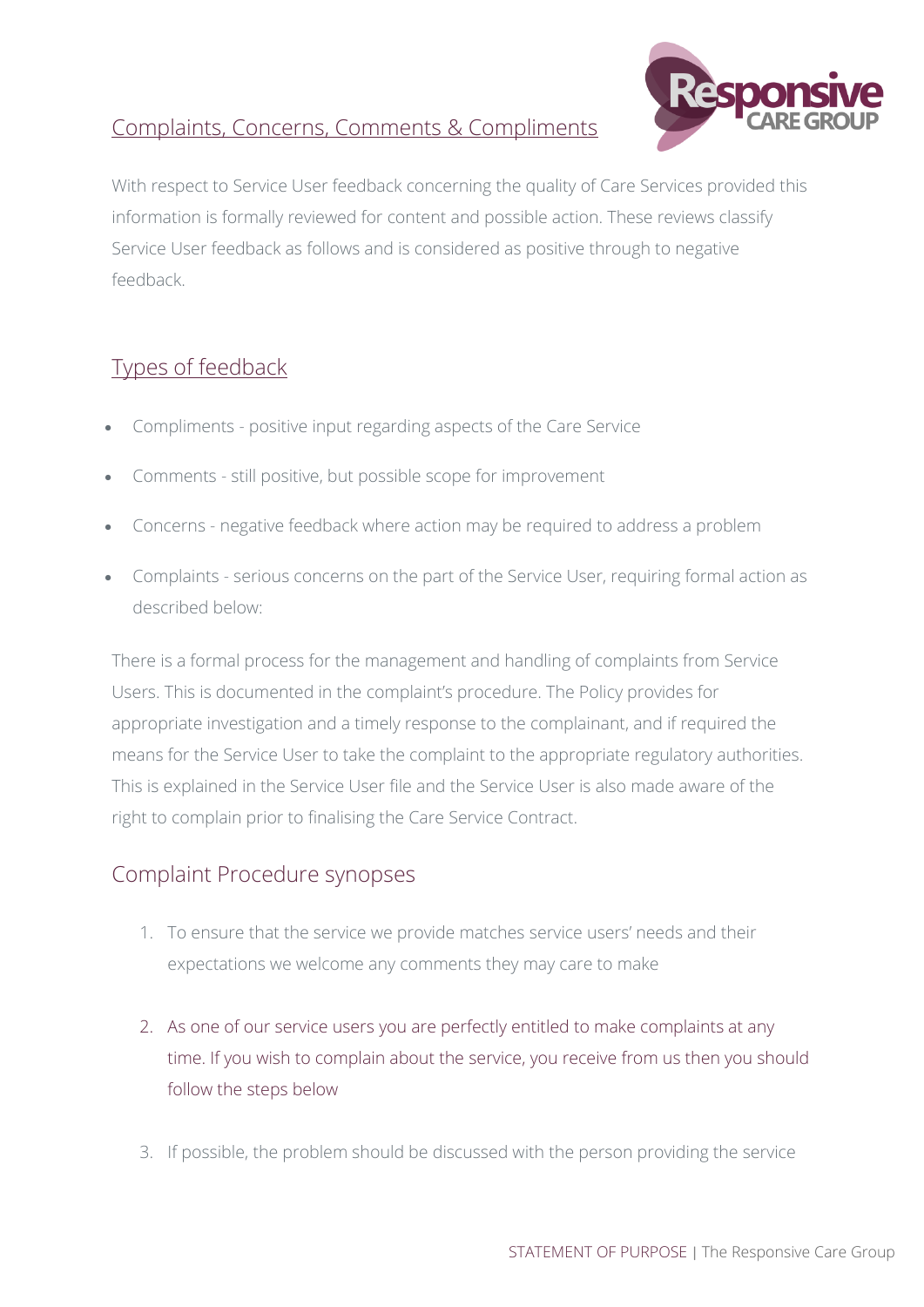## Complaints, Concerns, Comments & Compliments

With respect to Service User feedback concerning the quality of Care Services provided this information is formally reviewed for content and possible action. These reviews classify Service User feedback as follows and is considered as positive through to negative feedback.

## Types of feedback

- Compliments - positive input regarding aspects of the Care Service
- Comments - still positive, but possible scope for improvement
- Concerns - negative feedback where action may be required to address a problem
- Complaints - serious concerns on the part of the Service User, requiring formal action as described below:

There is a formal process for the management and handling of complaints from Service Users. This is documented in the complaint's procedure. The Policy provides for appropriate investigation and a timely response to the complainant, and if required the means for the Service User to take the complaint to the appropriate regulatory authorities. This is explained in the Service User file and the Service User is also made aware of the right to complain prior to finalising the Care Service Contract.

## Complaint Procedure synopses

1. To ensure that the service we provide matches service users' needs and their expectations we welcome any comments they may care to make
2. As one of our service users you are perfectly entitled to make complaints at any time. If you wish to complain about the service, you receive from us then you should follow the steps below
3. If possible, the problem should be discussed with the person providing the service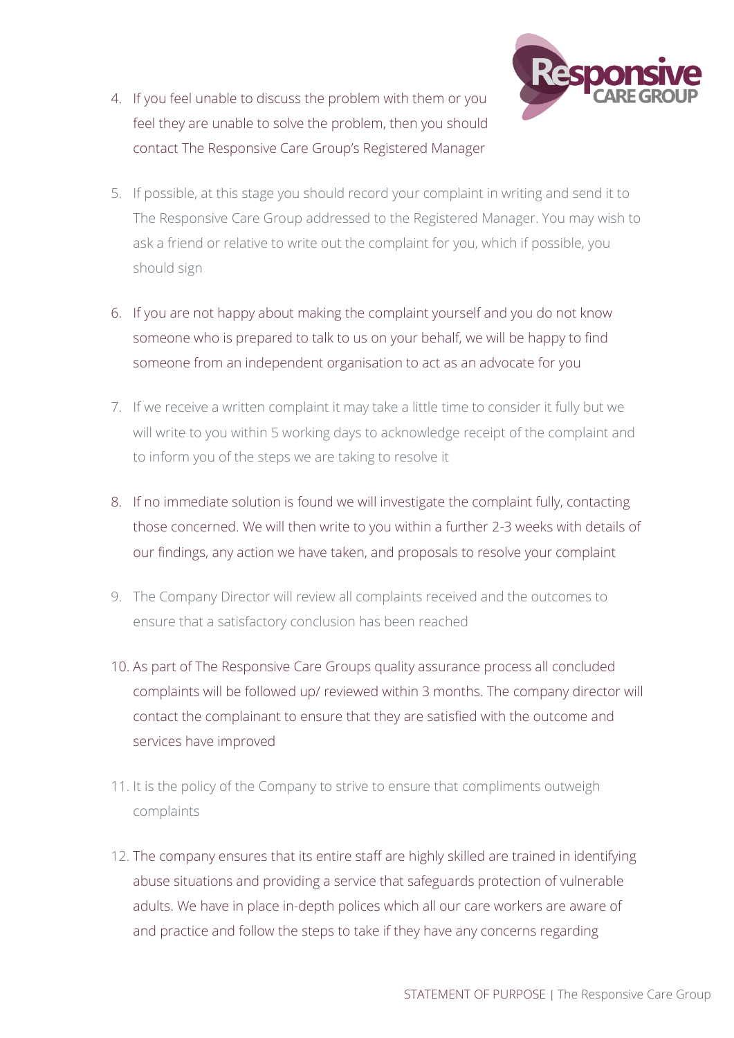4. If you feel unable to discuss the problem with them or you feel they are unable to solve the problem, then you should contact The Responsive Care Group's Registered Manager

5. If possible, at this stage you should record your complaint in writing and send it to The Responsive Care Group addressed to the Registered Manager. You may wish to ask a friend or relative to write out the complaint for you, which if possible, you should sign

6. If you are not happy about making the complaint yourself and you do not know someone who is prepared to talk to us on your behalf, we will be happy to find someone from an independent organisation to act as an advocate for you

7. If we receive a written complaint it may take a little time to consider it fully but we will write to you within 5 working days to acknowledge receipt of the complaint and to inform you of the steps we are taking to resolve it

8. If no immediate solution is found we will investigate the complaint fully, contacting those concerned. We will then write to you within a further 2-3 weeks with details of our findings, any action we have taken, and proposals to resolve your complaint

9. The Company Director will review all complaints received and the outcomes to ensure that a satisfactory conclusion has been reached

10. As part of The Responsive Care Groups quality assurance process all concluded complaints will be followed up/ reviewed within 3 months. The company director will contact the complainant to ensure that they are satisfied with the outcome and services have improved

11. It is the policy of the Company to strive to ensure that compliments outweigh complaints

12. The company ensures that its entire staff are highly skilled are trained in identifying abuse situations and providing a service that safeguards protection of vulnerable adults. We have in place in-depth polices which all our care workers are aware of and practice and follow the steps to take if they have any concerns regarding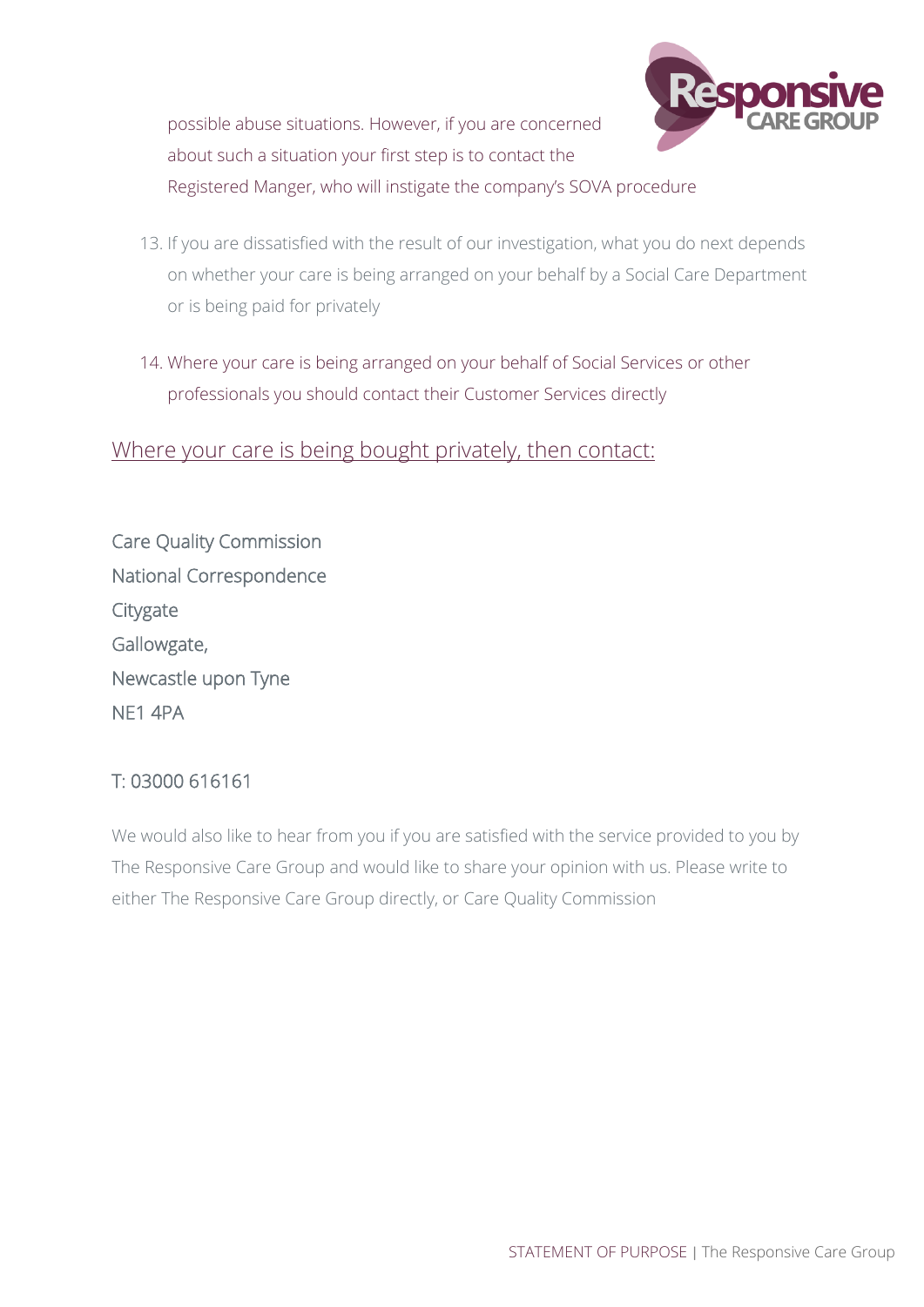possible abuse situations. However, if you are concerned about such a situation your first step is to contact the Registered Manger, who will instigate the company's SOVA procedure

13. If you are dissatisfied with the result of our investigation, what you do next depends on whether your care is being arranged on your behalf by a Social Care Department or is being paid for privately

14. Where your care is being arranged on your behalf of Social Services or other professionals you should contact their Customer Services directly

<u>Where your care is being bought privately, then contact:</u>

Care Quality Commission
National Correspondence
Citygate
Gallowgate,
Newcastle upon Tyne
NE1 4PA

T: 03000 616161

We would also like to hear from you if you are satisfied with the service provided to you by The Responsive Care Group and would like to share your opinion with us. Please write to either The Responsive Care Group directly, or Care Quality Commission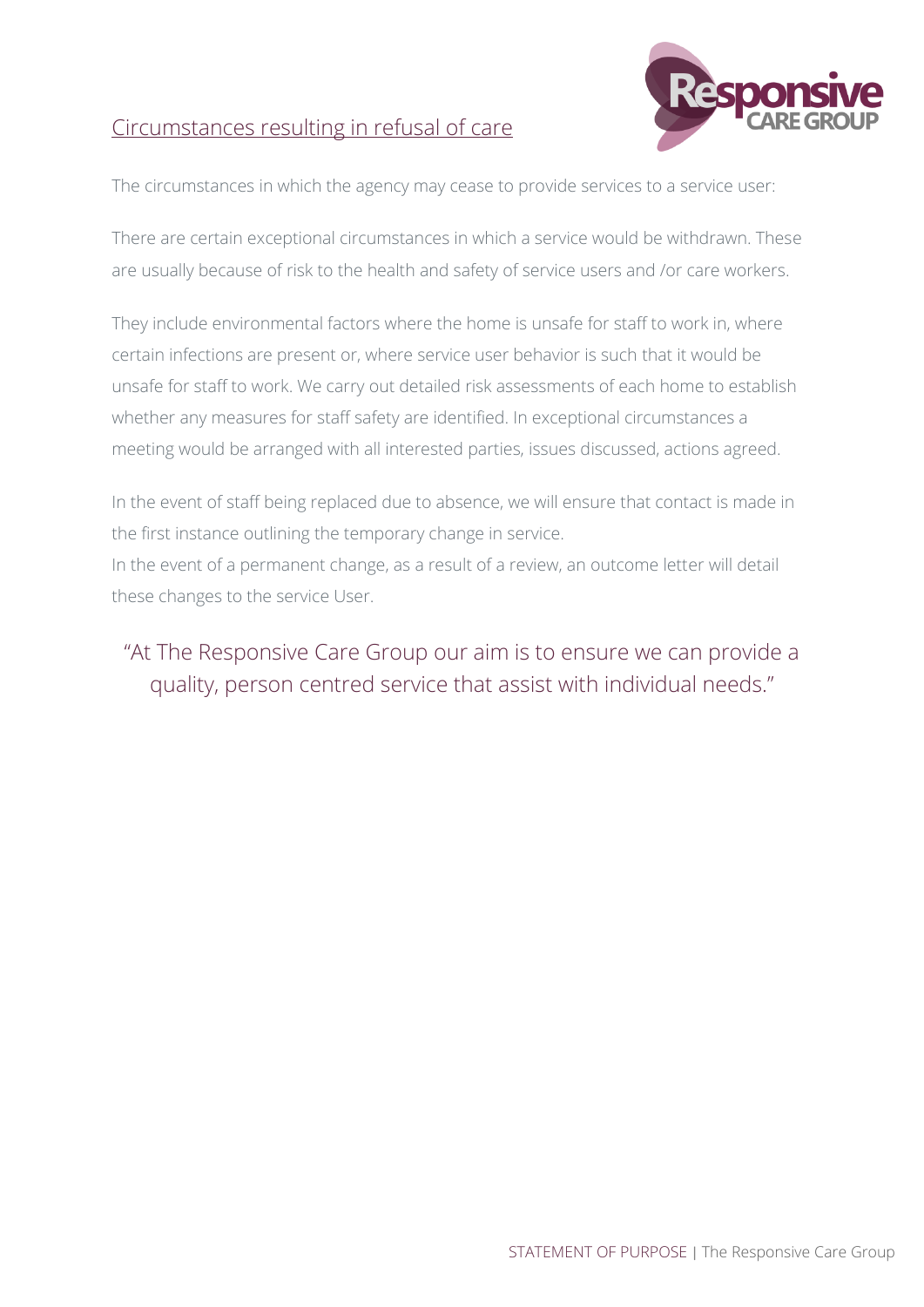## Circumstances resulting in refusal of care

The circumstances in which the agency may cease to provide services to a service user:

There are certain exceptional circumstances in which a service would be withdrawn. These are usually because of risk to the health and safety of service users and /or care workers.

They include environmental factors where the home is unsafe for staff to work in, where certain infections are present or, where service user behavior is such that it would be unsafe for staff to work. We carry out detailed risk assessments of each home to establish whether any measures for staff safety are identified. In exceptional circumstances a meeting would be arranged with all interested parties, issues discussed, actions agreed.

In the event of staff being replaced due to absence, we will ensure that contact is made in the first instance outlining the temporary change in service.
In the event of a permanent change, as a result of a review, an outcome letter will detail these changes to the service User.

"At The Responsive Care Group our aim is to ensure we can provide a quality, person centred service that assist with individual needs."